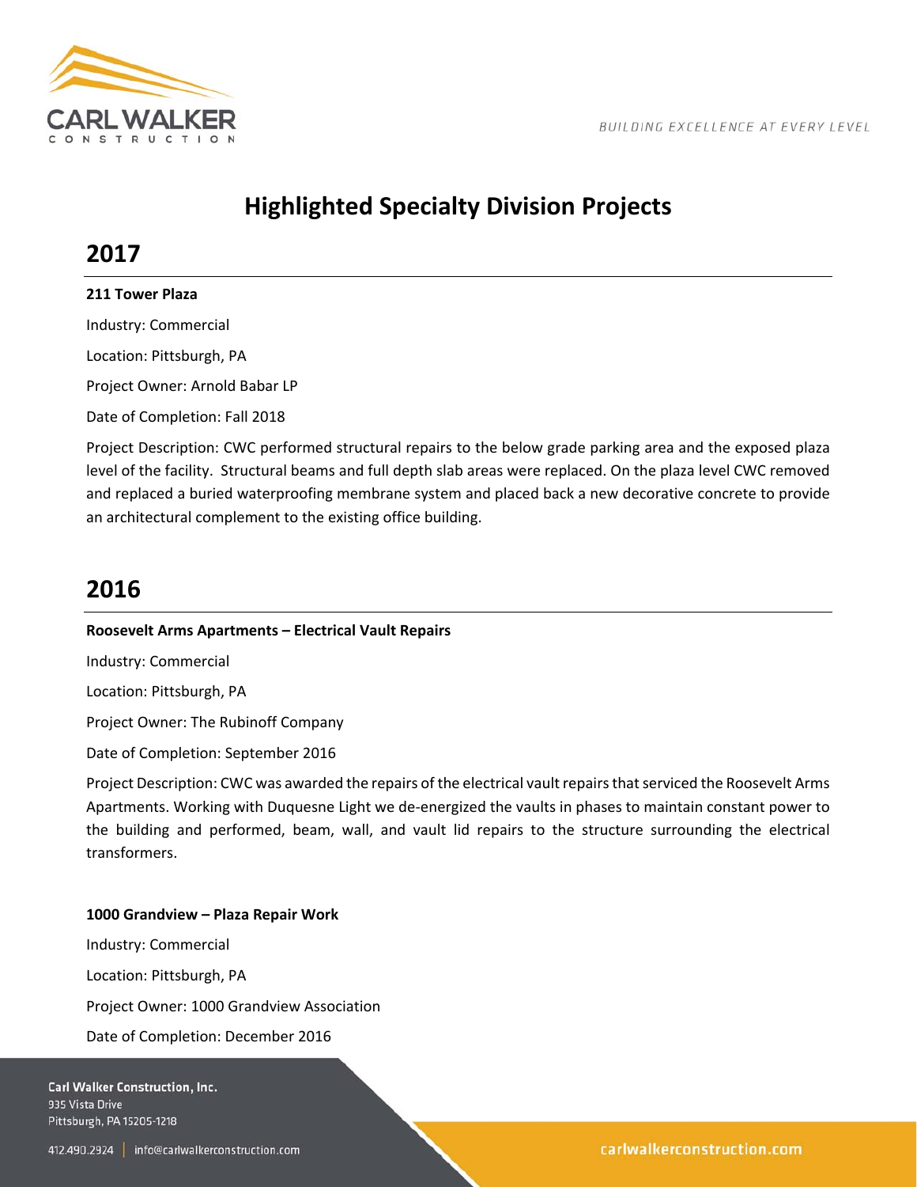# Highlighted Specialty Division Projects

## 2017

**211 Tower Plaza**

Industry: Commercial

Location: Pittsburgh, PA

Project Owner: Arnold Babar LP

Date of Completion: Fall 2018

Project Description: CWC performed structural repairs to the below grade parking area and the exposed plaza level of the facility. Structural beams and full depth slab areas were replaced. On the plaza level CWC removed and replaced a buried waterproofing membrane system and placed back a new decorative concrete to provide an architectural complement to the existing office building.

## 2016

**Roosevelt Arms Apartments – Electrical Vault Repairs**

Industry: Commercial

Location: Pittsburgh, PA

Project Owner: The Rubinoff Company

Date of Completion: September 2016

Project Description: CWC was awarded the repairs of the electrical vault repairs that serviced the Roosevelt Arms Apartments. Working with Duquesne Light we de-energized the vaults in phases to maintain constant power to the building and performed, beam, wall, and vault lid repairs to the structure surrounding the electrical transformers.

**1000 Grandview – Plaza Repair Work**

Industry: Commercial

Location: Pittsburgh, PA

Project Owner: 1000 Grandview Association

Date of Completion: December 2016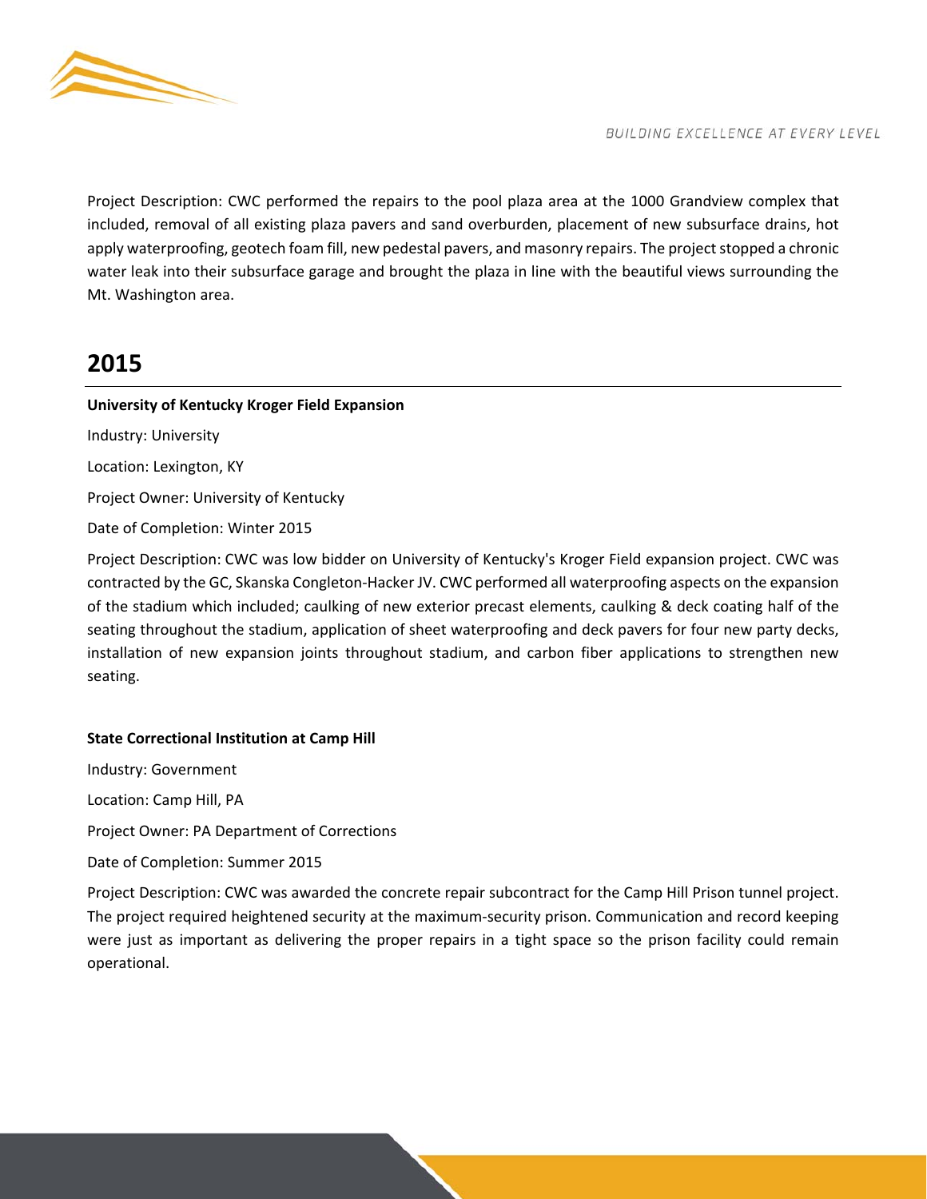Project Description: CWC performed the repairs to the pool plaza area at the 1000 Grandview complex that included, removal of all existing plaza pavers and sand overburden, placement of new subsurface drains, hot apply waterproofing, geotech foam fill, new pedestal pavers, and masonry repairs. The project stopped a chronic water leak into their subsurface garage and brought the plaza in line with the beautiful views surrounding the Mt. Washington area.

## 2015

**University of Kentucky Kroger Field Expansion**

Industry: University

Location: Lexington, KY

Project Owner: University of Kentucky

Date of Completion: Winter 2015

Project Description: CWC was low bidder on University of Kentucky's Kroger Field expansion project. CWC was contracted by the GC, Skanska Congleton-Hacker JV. CWC performed all waterproofing aspects on the expansion of the stadium which included; caulking of new exterior precast elements, caulking & deck coating half of the seating throughout the stadium, application of sheet waterproofing and deck pavers for four new party decks, installation of new expansion joints throughout stadium, and carbon fiber applications to strengthen new seating.

**State Correctional Institution at Camp Hill**

Industry: Government

Location: Camp Hill, PA

Project Owner: PA Department of Corrections

Date of Completion: Summer 2015

Project Description: CWC was awarded the concrete repair subcontract for the Camp Hill Prison tunnel project. The project required heightened security at the maximum-security prison. Communication and record keeping were just as important as delivering the proper repairs in a tight space so the prison facility could remain operational.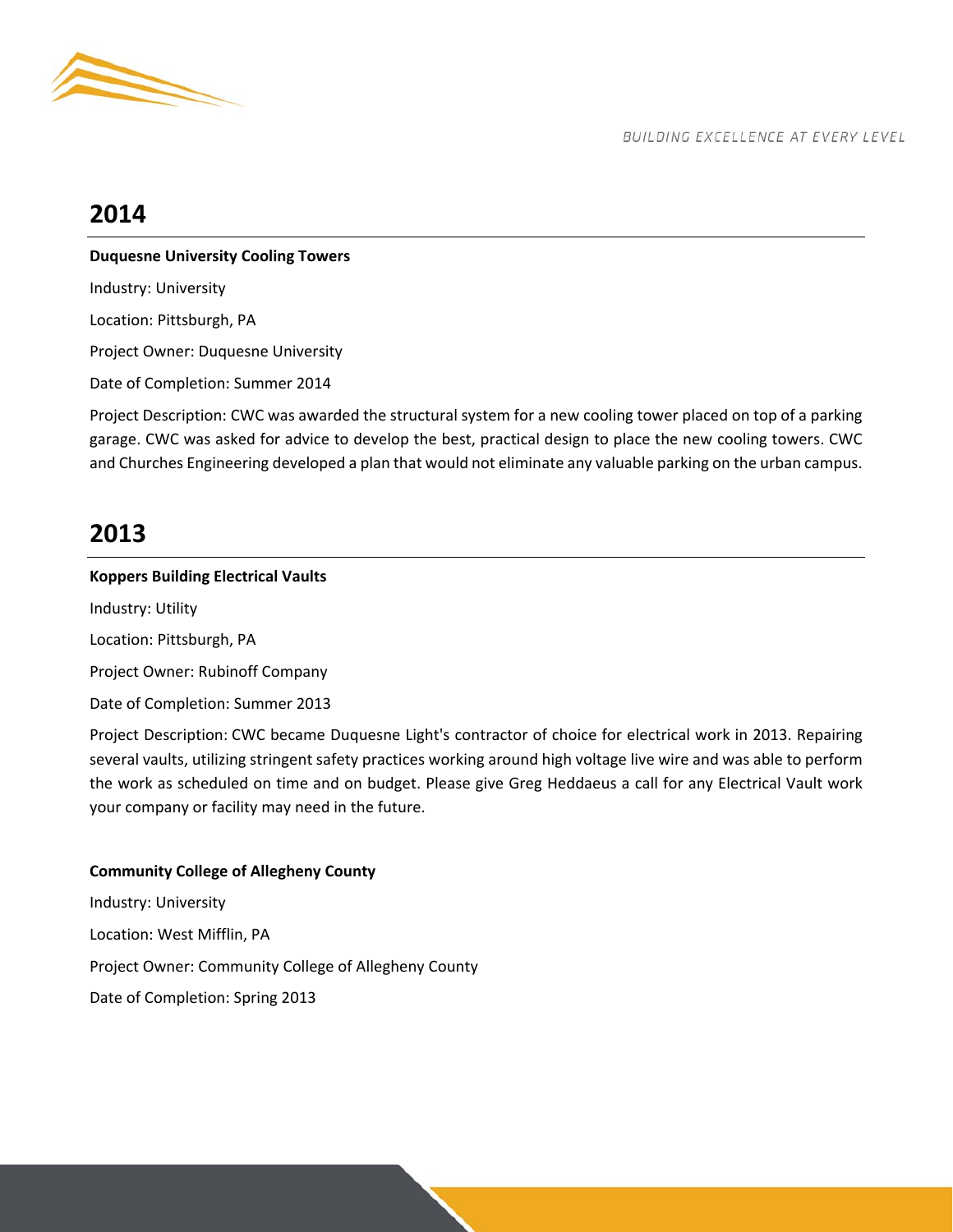## 2014

**Duquesne University Cooling Towers**

Industry: University

Location: Pittsburgh, PA

Project Owner: Duquesne University

Date of Completion: Summer 2014

Project Description: CWC was awarded the structural system for a new cooling tower placed on top of a parking garage. CWC was asked for advice to develop the best, practical design to place the new cooling towers. CWC and Churches Engineering developed a plan that would not eliminate any valuable parking on the urban campus.

## 2013

**Koppers Building Electrical Vaults**

Industry: Utility

Location: Pittsburgh, PA

Project Owner: Rubinoff Company

Date of Completion: Summer 2013

Project Description: CWC became Duquesne Light's contractor of choice for electrical work in 2013. Repairing several vaults, utilizing stringent safety practices working around high voltage live wire and was able to perform the work as scheduled on time and on budget. Please give Greg Heddaeus a call for any Electrical Vault work your company or facility may need in the future.

**Community College of Allegheny County**

Industry: University

Location: West Mifflin, PA

Project Owner: Community College of Allegheny County

Date of Completion: Spring 2013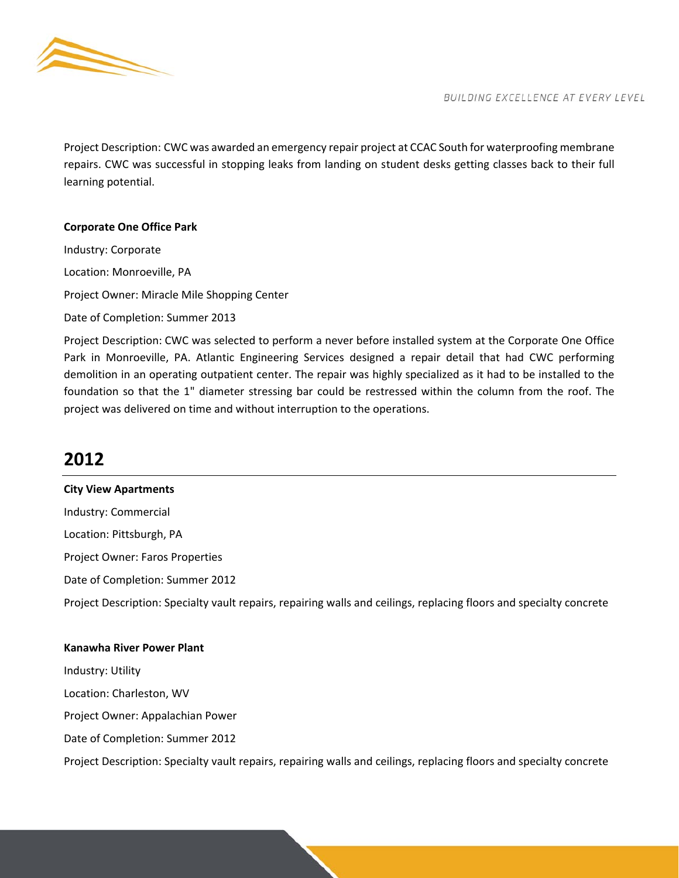Project Description: CWC was awarded an emergency repair project at CCAC South for waterproofing membrane repairs. CWC was successful in stopping leaks from landing on student desks getting classes back to their full learning potential.

**Corporate One Office Park**

Industry: Corporate

Location: Monroeville, PA

Project Owner: Miracle Mile Shopping Center

Date of Completion: Summer 2013

Project Description: CWC was selected to perform a never before installed system at the Corporate One Office Park in Monroeville, PA. Atlantic Engineering Services designed a repair detail that had CWC performing demolition in an operating outpatient center. The repair was highly specialized as it had to be installed to the foundation so that the 1" diameter stressing bar could be restressed within the column from the roof. The project was delivered on time and without interruption to the operations.

## 2012

**City View Apartments**

Industry: Commercial

Location: Pittsburgh, PA

Project Owner: Faros Properties

Date of Completion: Summer 2012

Project Description: Specialty vault repairs, repairing walls and ceilings, replacing floors and specialty concrete

**Kanawha River Power Plant**

Industry: Utility

Location: Charleston, WV

Project Owner: Appalachian Power

Date of Completion: Summer 2012

Project Description: Specialty vault repairs, repairing walls and ceilings, replacing floors and specialty concrete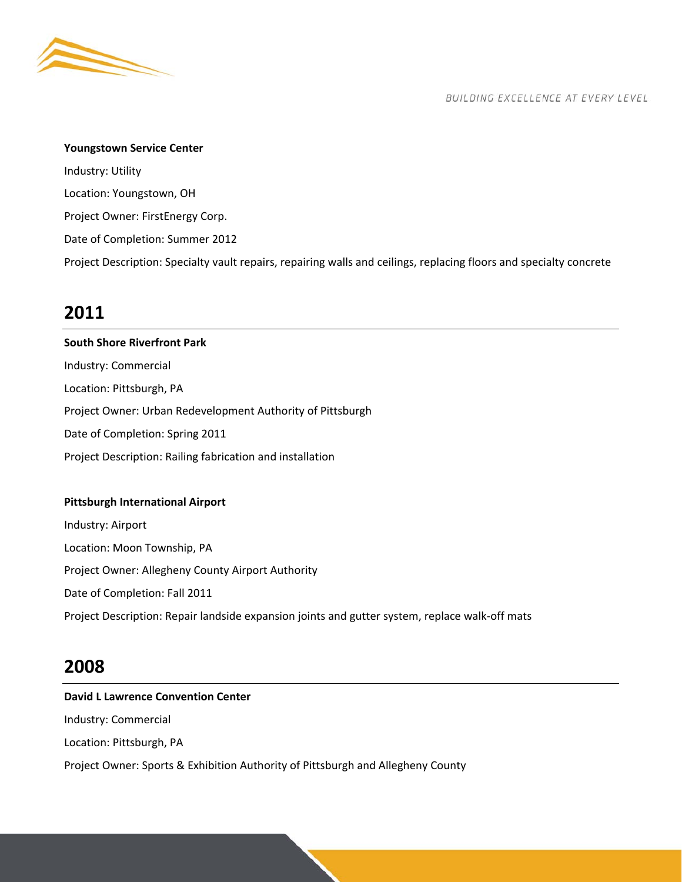**Youngstown Service Center**

Industry: Utility

Location: Youngstown, OH

Project Owner: FirstEnergy Corp.

Date of Completion: Summer 2012

Project Description: Specialty vault repairs, repairing walls and ceilings, replacing floors and specialty concrete

## 2011

**South Shore Riverfront Park**

Industry: Commercial

Location: Pittsburgh, PA

Project Owner: Urban Redevelopment Authority of Pittsburgh

Date of Completion: Spring 2011

Project Description: Railing fabrication and installation

**Pittsburgh International Airport**

Industry: Airport

Location: Moon Township, PA

Project Owner: Allegheny County Airport Authority

Date of Completion: Fall 2011

Project Description: Repair landside expansion joints and gutter system, replace walk-off mats

## 2008

**David L Lawrence Convention Center**

Industry: Commercial

Location: Pittsburgh, PA

Project Owner: Sports & Exhibition Authority of Pittsburgh and Allegheny County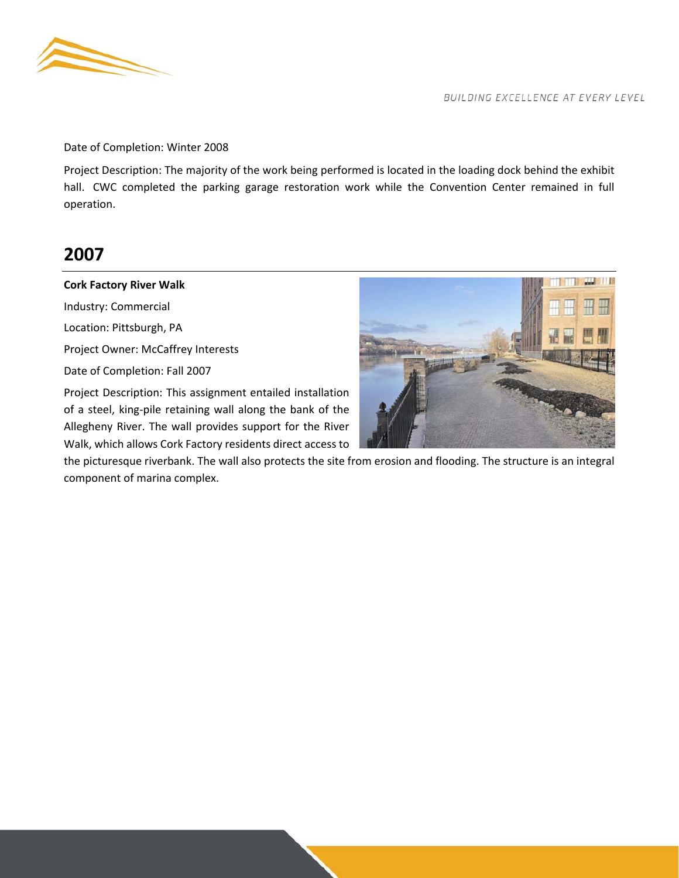Date of Completion: Winter 2008

Project Description: The majority of the work being performed is located in the loading dock behind the exhibit hall. CWC completed the parking garage restoration work while the Convention Center remained in full operation.

## 2007

**Cork Factory River Walk**

Industry: Commercial

Location: Pittsburgh, PA

Project Owner: McCaffrey Interests

Date of Completion: Fall 2007

Project Description: This assignment entailed installation of a steel, king-pile retaining wall along the bank of the Allegheny River. The wall provides support for the River Walk, which allows Cork Factory residents direct access to the picturesque riverbank. The wall also protects the site from erosion and flooding. The structure is an integral component of marina complex.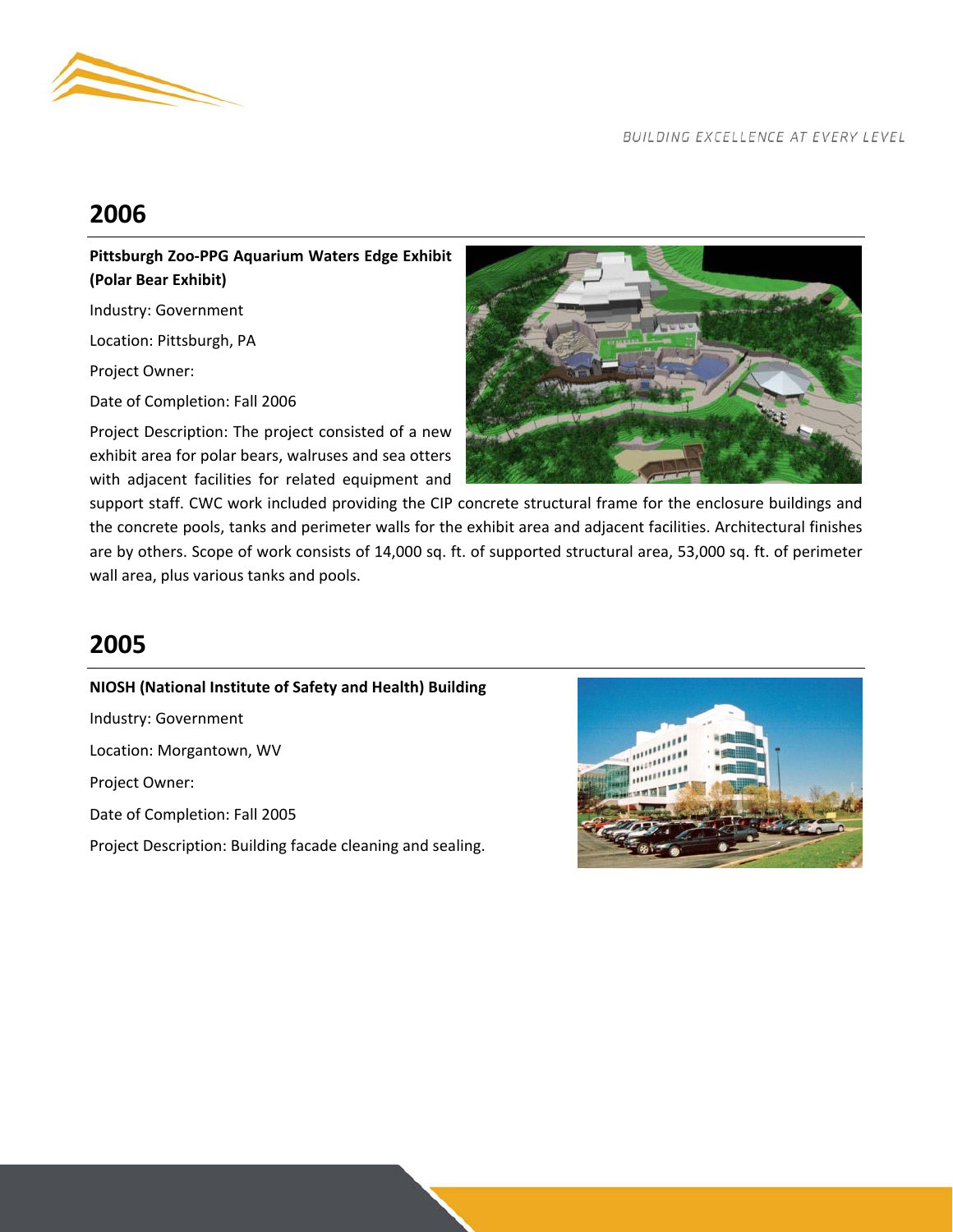## 2006

**Pittsburgh Zoo-PPG Aquarium Waters Edge Exhibit (Polar Bear Exhibit)**

Industry: Government

Location: Pittsburgh, PA

Project Owner:

Date of Completion: Fall 2006

Project Description: The project consisted of a new exhibit area for polar bears, walruses and sea otters with adjacent facilities for related equipment and support staff. CWC work included providing the CIP concrete structural frame for the enclosure buildings and the concrete pools, tanks and perimeter walls for the exhibit area and adjacent facilities. Architectural finishes are by others. Scope of work consists of 14,000 sq. ft. of supported structural area, 53,000 sq. ft. of perimeter wall area, plus various tanks and pools.

## 2005

**NIOSH (National Institute of Safety and Health) Building**

Industry: Government

Location: Morgantown, WV

Project Owner:

Date of Completion: Fall 2005

Project Description: Building facade cleaning and sealing.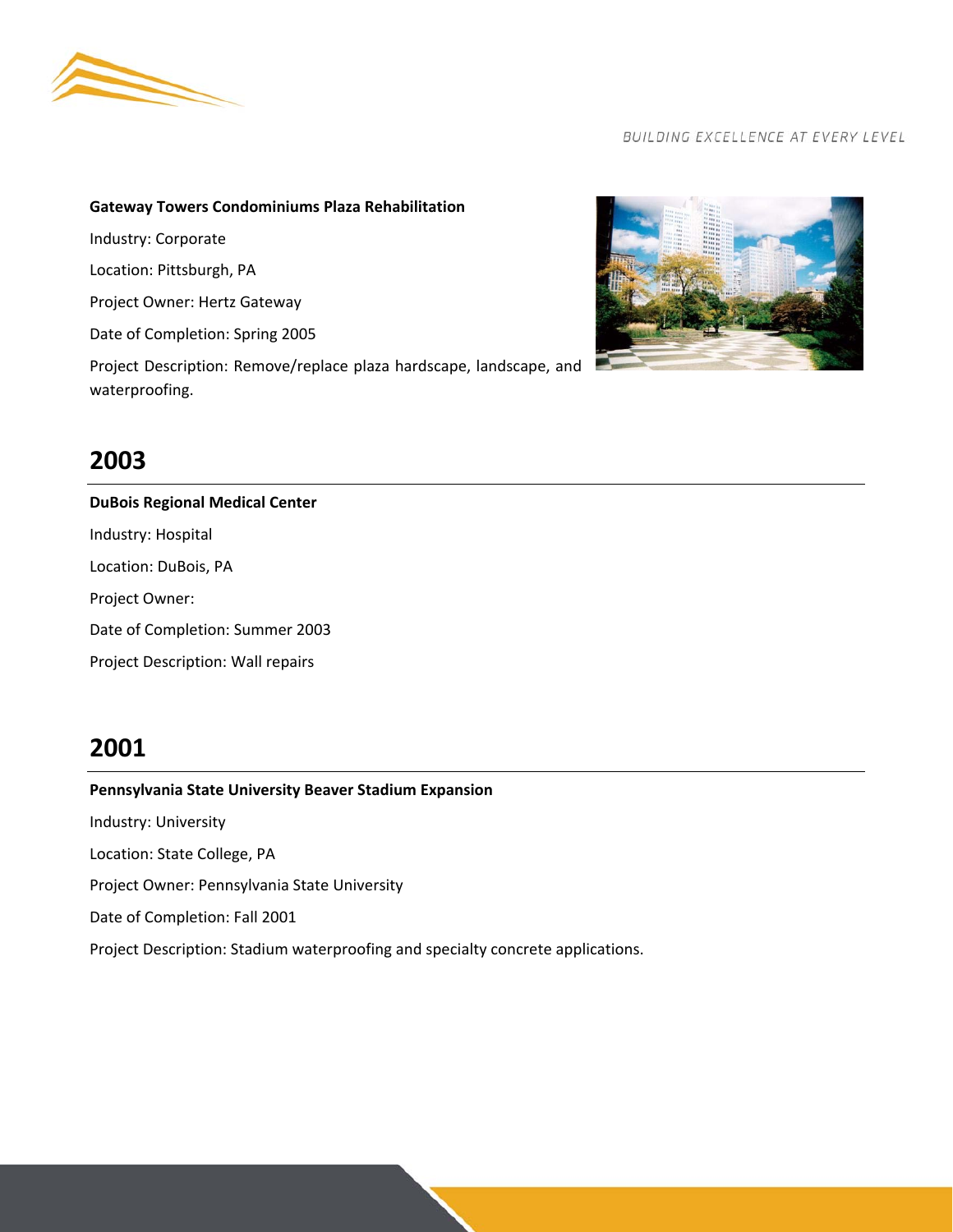**Gateway Towers Condominiums Plaza Rehabilitation**

Industry: Corporate

Location: Pittsburgh, PA

Project Owner: Hertz Gateway

Date of Completion: Spring 2005

Project Description: Remove/replace plaza hardscape, landscape, and waterproofing.

## 2003

**DuBois Regional Medical Center**

Industry: Hospital

Location: DuBois, PA

Project Owner:

Date of Completion: Summer 2003

Project Description: Wall repairs

## 2001

**Pennsylvania State University Beaver Stadium Expansion**

Industry: University

Location: State College, PA

Project Owner: Pennsylvania State University

Date of Completion: Fall 2001

Project Description: Stadium waterproofing and specialty concrete applications.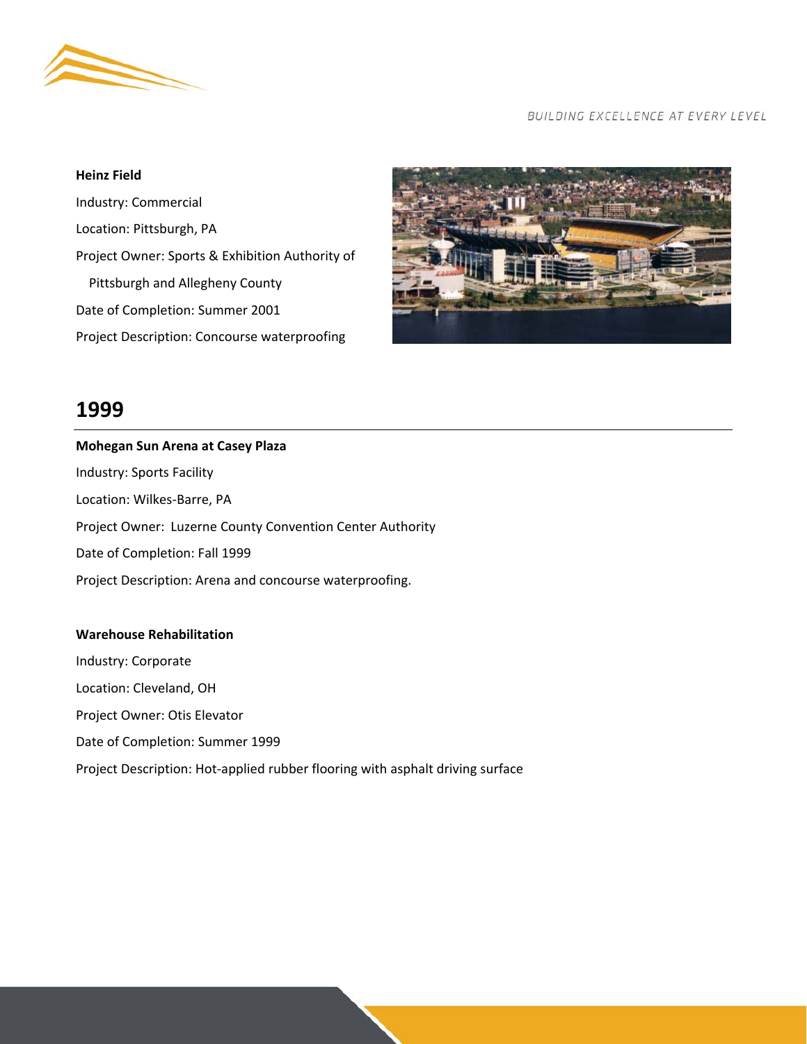**Heinz Field**

Industry: Commercial

Location: Pittsburgh, PA

Project Owner: Sports & Exhibition Authority of Pittsburgh and Allegheny County

Date of Completion: Summer 2001

Project Description: Concourse waterproofing

## 1999

**Mohegan Sun Arena at Casey Plaza**

Industry: Sports Facility

Location: Wilkes-Barre, PA

Project Owner: Luzerne County Convention Center Authority

Date of Completion: Fall 1999

Project Description: Arena and concourse waterproofing.

**Warehouse Rehabilitation**

Industry: Corporate

Location: Cleveland, OH

Project Owner: Otis Elevator

Date of Completion: Summer 1999

Project Description: Hot-applied rubber flooring with asphalt driving surface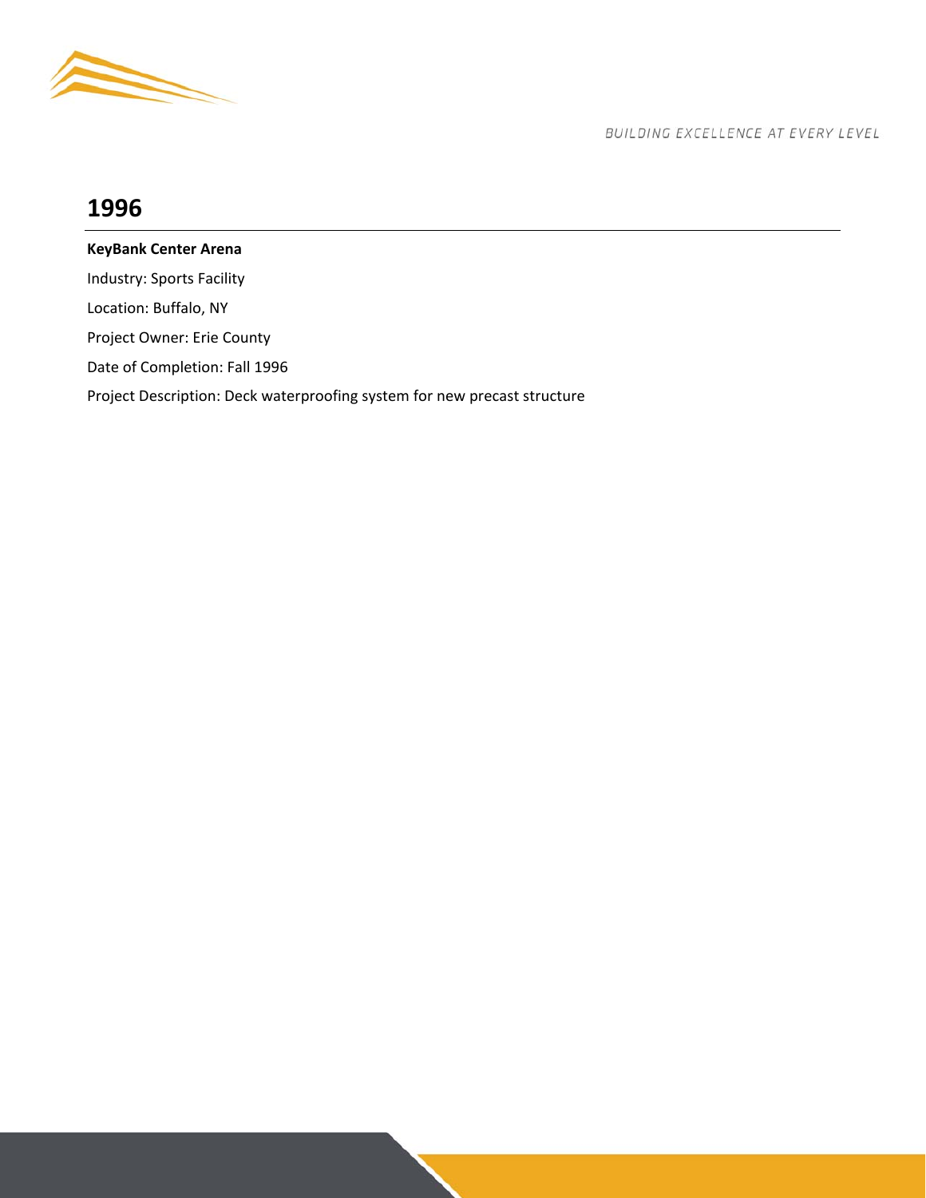# 1996

**KeyBank Center Arena**

Industry: Sports Facility

Location: Buffalo, NY

Project Owner: Erie County

Date of Completion: Fall 1996

Project Description: Deck waterproofing system for new precast structure